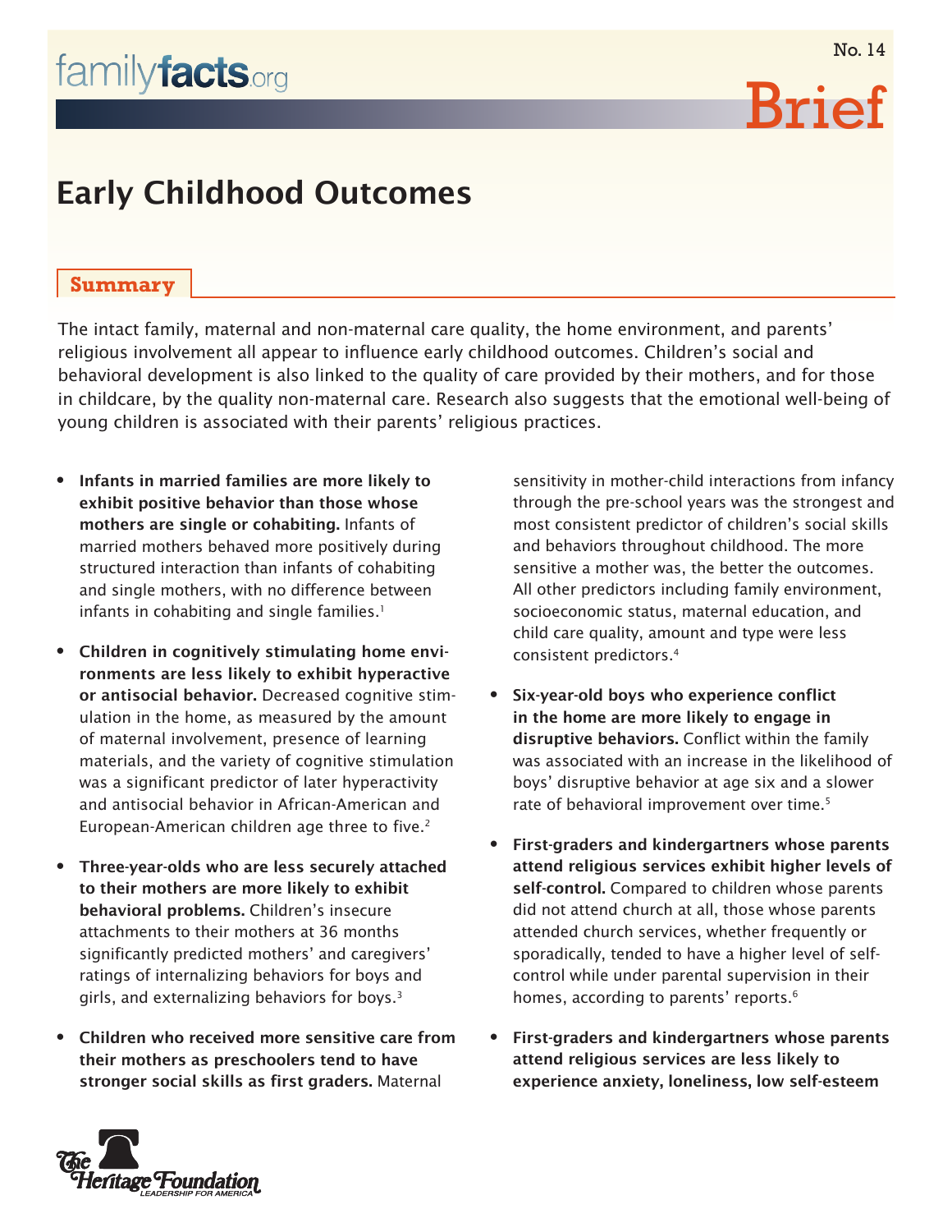familyfacts.org

No. 14

Brief

# Early Childhood Outcomes

## Summary

The intact family, maternal and non-maternal care quality, the home environment, and parents' religious involvement all appear to influence early childhood outcomes. Children's social and behavioral development is also linked to the quality of care provided by their mothers, and for those in childcare, by the quality non-maternal care. Research also suggests that the emotional well-being of young children is associated with their parents' religious practices.

- **Infants in married families are more likely to exhibit positive behavior than those whose mothers are single or cohabiting.** Infants of married mothers behaved more positively during structured interaction than infants of cohabiting and single mothers, with no difference between infants in cohabiting and single families.[1]

- **Children in cognitively stimulating home environments are less likely to exhibit hyperactive or antisocial behavior.** Decreased cognitive stimulation in the home, as measured by the amount of maternal involvement, presence of learning materials, and the variety of cognitive stimulation was a significant predictor of later hyperactivity and antisocial behavior in African-American and European-American children age three to five.[2]

- **Three-year-olds who are less securely attached to their mothers are more likely to exhibit behavioral problems.** Children's insecure attachments to their mothers at 36 months significantly predicted mothers' and caregivers' ratings of internalizing behaviors for boys and girls, and externalizing behaviors for boys.[3]

- **Children who received more sensitive care from their mothers as preschoolers tend to have stronger social skills as first graders.** Maternal sensitivity in mother-child interactions from infancy through the pre-school years was the strongest and most consistent predictor of children's social skills and behaviors throughout childhood. The more sensitive a mother was, the better the outcomes. All other predictors including family environment, socioeconomic status, maternal education, and child care quality, amount and type were less consistent predictors.[4]

- **Six-year-old boys who experience conflict in the home are more likely to engage in disruptive behaviors.** Conflict within the family was associated with an increase in the likelihood of boys' disruptive behavior at age six and a slower rate of behavioral improvement over time.[5]

- **First-graders and kindergartners whose parents attend religious services exhibit higher levels of self-control.** Compared to children whose parents did not attend church at all, those whose parents attended church services, whether frequently or sporadically, tended to have a higher level of self-control while under parental supervision in their homes, according to parents' reports.[6]

- **First-graders and kindergartners whose parents attend religious services are less likely to experience anxiety, loneliness, low self-esteem**

The Heritage Foundation
LEADERSHIP FOR AMERICA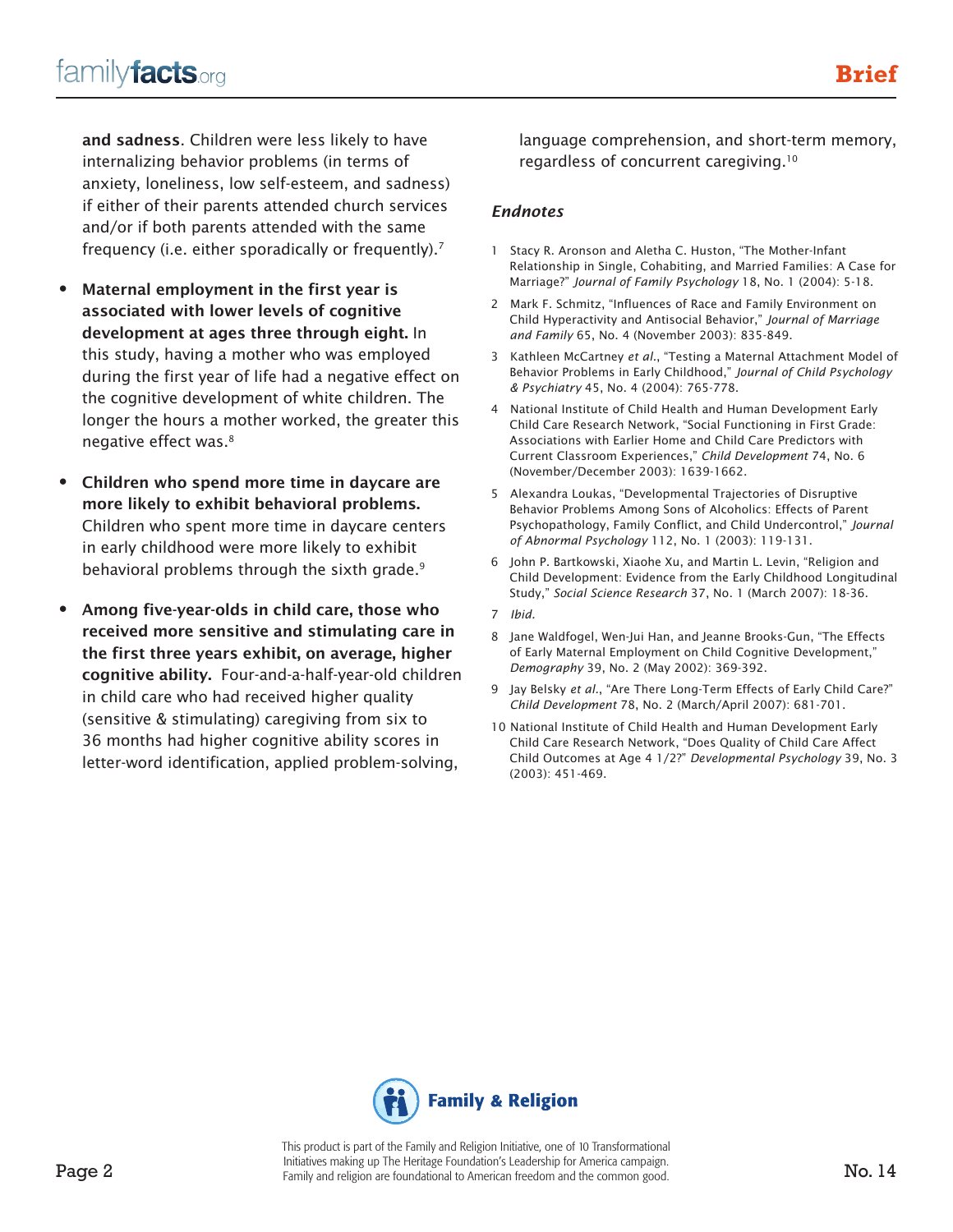**and sadness**. Children were less likely to have internalizing behavior problems (in terms of anxiety, loneliness, low self-esteem, and sadness) if either of their parents attended church services and/or if both parents attended with the same frequency (i.e. either sporadically or frequently).[7]

- **Maternal employment in the first year is associated with lower levels of cognitive development at ages three through eight.** In this study, having a mother who was employed during the first year of life had a negative effect on the cognitive development of white children. The longer the hours a mother worked, the greater this negative effect was.[8]

- **Children who spend more time in daycare are more likely to exhibit behavioral problems.** Children who spent more time in daycare centers in early childhood were more likely to exhibit behavioral problems through the sixth grade.[9]

- **Among five-year-olds in child care, those who received more sensitive and stimulating care in the first three years exhibit, on average, higher cognitive ability.** Four-and-a-half-year-old children in child care who had received higher quality (sensitive & stimulating) caregiving from six to 36 months had higher cognitive ability scores in letter-word identification, applied problem-solving, language comprehension, and short-term memory, regardless of concurrent caregiving.[10]

### *Endnotes*

1 Stacy R. Aronson and Aletha C. Huston, "The Mother-Infant Relationship in Single, Cohabiting, and Married Families: A Case for Marriage?" *Journal of Family Psychology* 18, No. 1 (2004): 5-18.

2 Mark F. Schmitz, "Influences of Race and Family Environment on Child Hyperactivity and Antisocial Behavior," *Journal of Marriage and Family* 65, No. 4 (November 2003): 835-849.

3 Kathleen McCartney *et al.*, "Testing a Maternal Attachment Model of Behavior Problems in Early Childhood," *Journal of Child Psychology & Psychiatry* 45, No. 4 (2004): 765-778.

4 National Institute of Child Health and Human Development Early Child Care Research Network, "Social Functioning in First Grade: Associations with Earlier Home and Child Care Predictors with Current Classroom Experiences," *Child Development* 74, No. 6 (November/December 2003): 1639-1662.

5 Alexandra Loukas, "Developmental Trajectories of Disruptive Behavior Problems Among Sons of Alcoholics: Effects of Parent Psychopathology, Family Conflict, and Child Undercontrol," *Journal of Abnormal Psychology* 112, No. 1 (2003): 119-131.

6 John P. Bartkowski, Xiaohe Xu, and Martin L. Levin, "Religion and Child Development: Evidence from the Early Childhood Longitudinal Study," *Social Science Research* 37, No. 1 (March 2007): 18-36.

7 *Ibid.*

8 Jane Waldfogel, Wen-Jui Han, and Jeanne Brooks-Gun, "The Effects of Early Maternal Employment on Child Cognitive Development," *Demography* 39, No. 2 (May 2002): 369-392.

9 Jay Belsky *et al.*, "Are There Long-Term Effects of Early Child Care?" *Child Development* 78, No. 2 (March/April 2007): 681-701.

10 National Institute of Child Health and Human Development Early Child Care Research Network, "Does Quality of Child Care Affect Child Outcomes at Age 4 1/2?" *Developmental Psychology* 39, No. 3 (2003): 451-469.

**Family & Religion**

This product is part of the Family and Religion Initiative, one of 10 Transformational Initiatives making up The Heritage Foundation's Leadership for America campaign. Family and religion are foundational to American freedom and the common good.